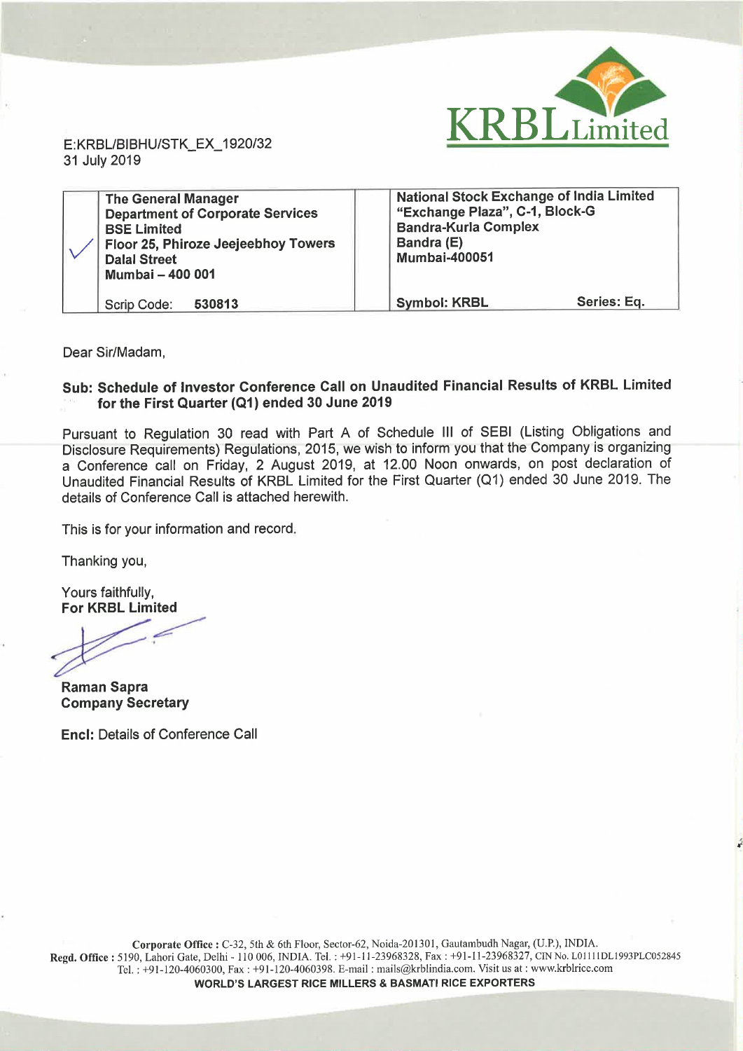E:KRBL/BIBHU/STK_EX_1920/32
31 July 2019

| | | | |
|---|---|---|---|
| ✓ | **The General Manager**<br>**Department of Corporate Services**<br>**BSE Limited**<br>**Floor 25, Phiroze Jeejeebhoy Towers**<br>**Dalal Street**<br>**Mumbai – 400 001** | | **National Stock Exchange of India Limited**<br>**"Exchange Plaza", C-1, Block-G**<br>**Bandra-Kurla Complex**<br>**Bandra (E)**<br>**Mumbai-400051** |
| | Scrip Code: **530813** | | **Symbol: KRBL** &nbsp;&nbsp;&nbsp;&nbsp; **Series: Eq.** |

Dear Sir/Madam,

**Sub: Schedule of Investor Conference Call on Unaudited Financial Results of KRBL Limited for the First Quarter (Q1) ended 30 June 2019**

Pursuant to Regulation 30 read with Part A of Schedule III of SEBI (Listing Obligations and Disclosure Requirements) Regulations, 2015, we wish to inform you that the Company is organizing a Conference call on Friday, 2 August 2019, at 12.00 Noon onwards, on post declaration of Unaudited Financial Results of KRBL Limited for the First Quarter (Q1) ended 30 June 2019. The details of Conference Call is attached herewith.

This is for your information and record.

Thanking you,

Yours faithfully,
**For KRBL Limited**

**Raman Sapra**
**Company Secretary**

**Encl:** Details of Conference Call

**Corporate Office :** C-32, 5th & 6th Floor, Sector-62, Noida-201301, Gautambudh Nagar, (U.P.), INDIA.
**Regd. Office :** 5190, Lahori Gate, Delhi - 110 006, INDIA. Tel. : +91-11-23968328, Fax : +91-11-23968327, CIN No. L01111DL1993PLC052845
Tel. : +91-120-4060300, Fax : +91-120-4060398. E-mail : mails@krblindia.com. Visit us at : www.krblrice.com
**WORLD'S LARGEST RICE MILLERS & BASMATI RICE EXPORTERS**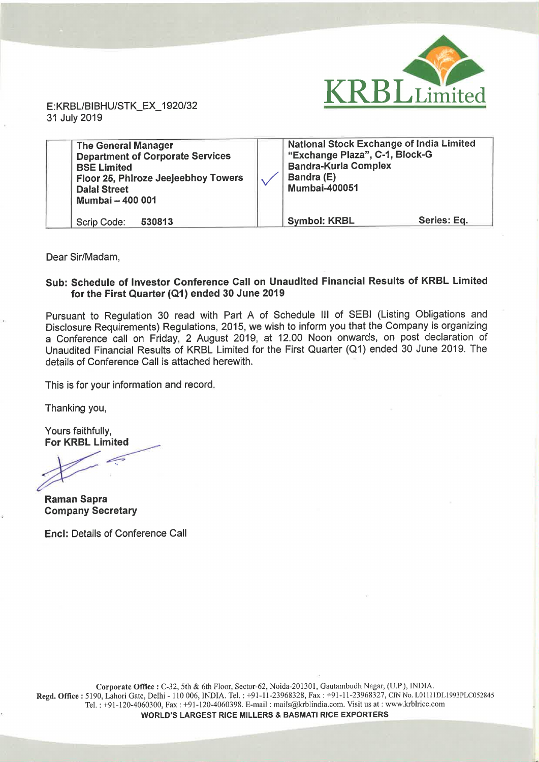E:KRBL/BIBHU/STK_EX_1920/32
31 July 2019

| The General Manager<br>Department of Corporate Services<br>BSE Limited<br>Floor 25, Phiroze Jeejeebhoy Towers<br>Dalal Street<br>Mumbai – 400 001 | National Stock Exchange of India Limited<br>"Exchange Plaza", C-1, Block-G<br>Bandra-Kurla Complex<br>Bandra (E)<br>Mumbai-400051 | |
|---|---|---|
| Scrip Code: **530813** | **Symbol: KRBL** | **Series: Eq.** |

Dear Sir/Madam,

**Sub: Schedule of Investor Conference Call on Unaudited Financial Results of KRBL Limited for the First Quarter (Q1) ended 30 June 2019**

Pursuant to Regulation 30 read with Part A of Schedule III of SEBI (Listing Obligations and Disclosure Requirements) Regulations, 2015, we wish to inform you that the Company is organizing a Conference call on Friday, 2 August 2019, at 12.00 Noon onwards, on post declaration of Unaudited Financial Results of KRBL Limited for the First Quarter (Q1) ended 30 June 2019. The details of Conference Call is attached herewith.

This is for your information and record.

Thanking you,

Yours faithfully,
**For KRBL Limited**

**Raman Sapra**
**Company Secretary**

**Encl:** Details of Conference Call

**Corporate Office :** C-32, 5th & 6th Floor, Sector-62, Noida-201301, Gautambudh Nagar, (U.P.), INDIA.
**Regd. Office :** 5190, Lahori Gate, Delhi - 110 006, INDIA. Tel. : +91-11-23968328, Fax : +91-11-23968327, CIN No. L01111DL1993PLC052845
Tel. : +91-120-4060300, Fax : +91-120-4060398. E-mail : mails@krblindia.com. Visit us at : www.krblrice.com
**WORLD'S LARGEST RICE MILLERS & BASMATI RICE EXPORTERS**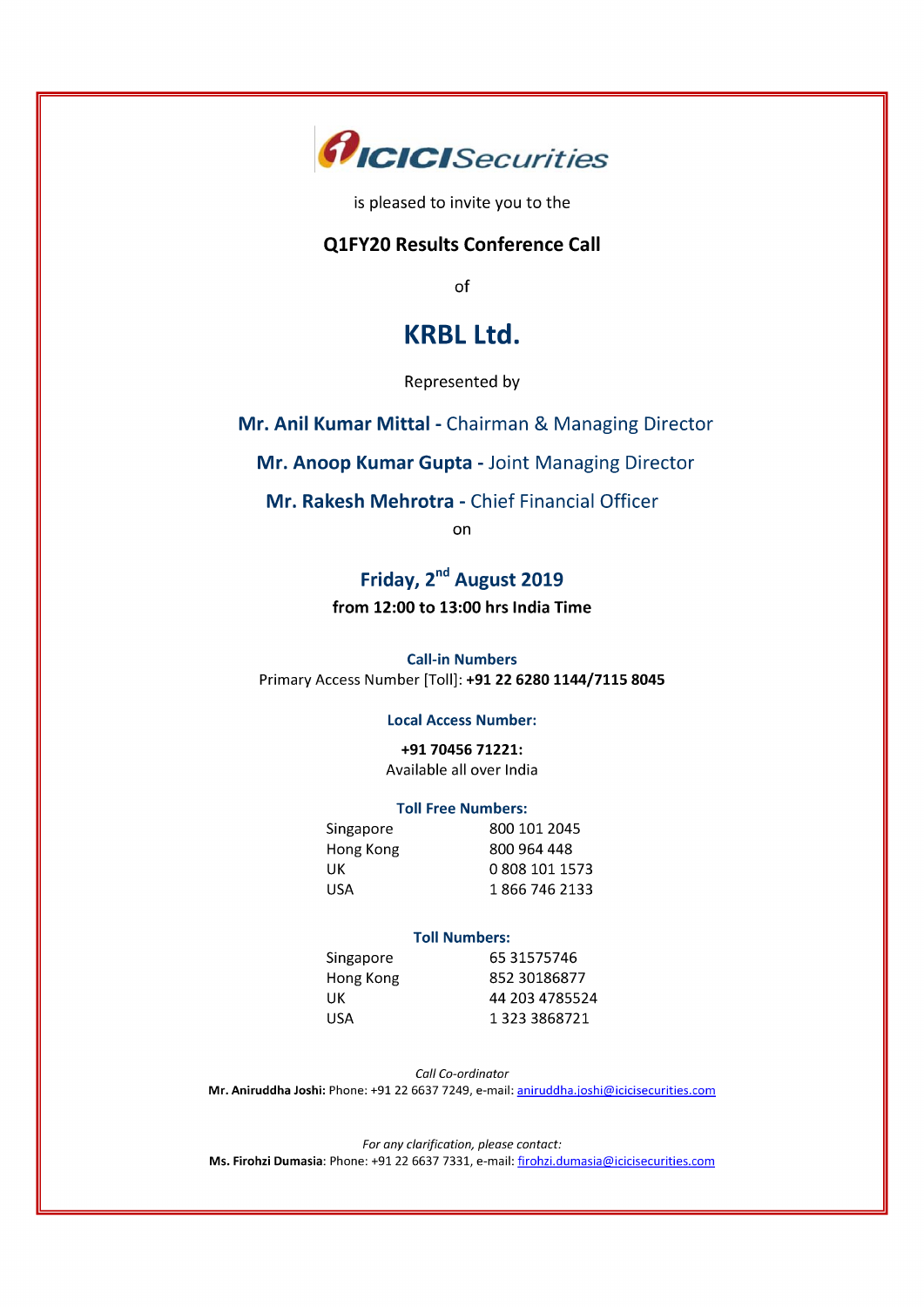ICICI Securities

is pleased to invite you to the

**Q1FY20 Results Conference Call**

of

# KRBL Ltd.

Represented by

**Mr. Anil Kumar Mittal -** Chairman & Managing Director

**Mr. Anoop Kumar Gupta -** Joint Managing Director

**Mr. Rakesh Mehrotra -** Chief Financial Officer

on

## Friday, 2nd August 2019

**from 12:00 to 13:00 hrs India Time**

**Call-in Numbers**

Primary Access Number [Toll]: **+91 22 6280 1144/7115 8045**

**Local Access Number:**

**+91 70456 71221:**
Available all over India

**Toll Free Numbers:**

| | |
|---|---|
| Singapore | 800 101 2045 |
| Hong Kong | 800 964 448 |
| UK | 0 808 101 1573 |
| USA | 1 866 746 2133 |

**Toll Numbers:**

| | |
|---|---|
| Singapore | 65 31575746 |
| Hong Kong | 852 30186877 |
| UK | 44 203 4785524 |
| USA | 1 323 3868721 |

*Call Co-ordinator*
**Mr. Aniruddha Joshi:** Phone: +91 22 6637 7249, e-mail: aniruddha.joshi@icicisecurities.com

*For any clarification, please contact:*
**Ms. Firohzi Dumasia**: Phone: +91 22 6637 7331, e-mail: firohzi.dumasia@icicisecurities.com